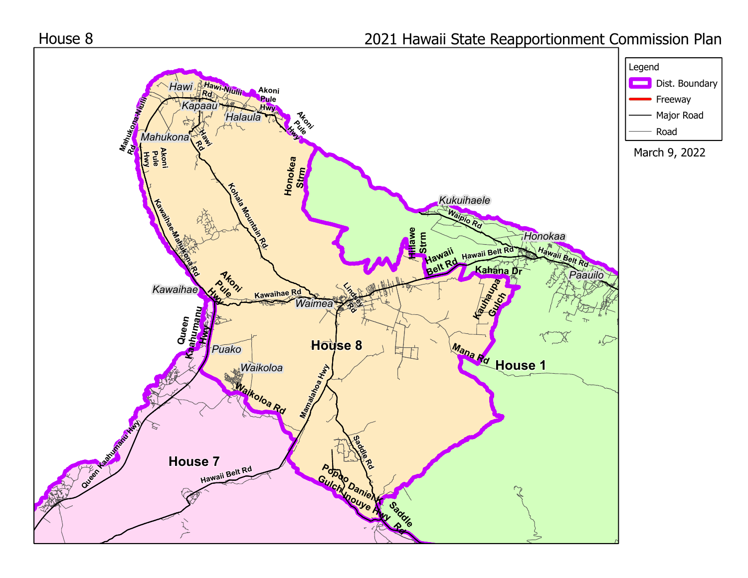House 8

# 2021 Hawaii State Reapportionment Commission Plan

**Legend**

- Dist. Boundary
- Freeway
- Major Road
- Road

March 9, 2022

**House 8**

**House 1**

**House 7**

Hawi, Kapaau, Halaula, Mahukona, Kawaihae, Waimea, Puako, Waikoloa, Kukuihaele, Honokaa, Paauilo

Hawi-Niulii Rd, Akoni Pule Hwy, Mahukona-Niulii Rd, Hawi Rd, Kohala Mountain Rd, Honokea Strm, Kawaihae-Mahukona Rd, Kawaihae Rd, Lindsey Rd, Hiilawe Strm, Hawaii Belt Rd, Waipio Rd, Kahana Dr, Kauhaupa Gulch, Mana Rd, Queen Kaahumanu Hwy, Waikoloa Rd, Mamalahoa Hwy, Saddle Rd, Popoo Gulch, Daniel K Inouye Hwy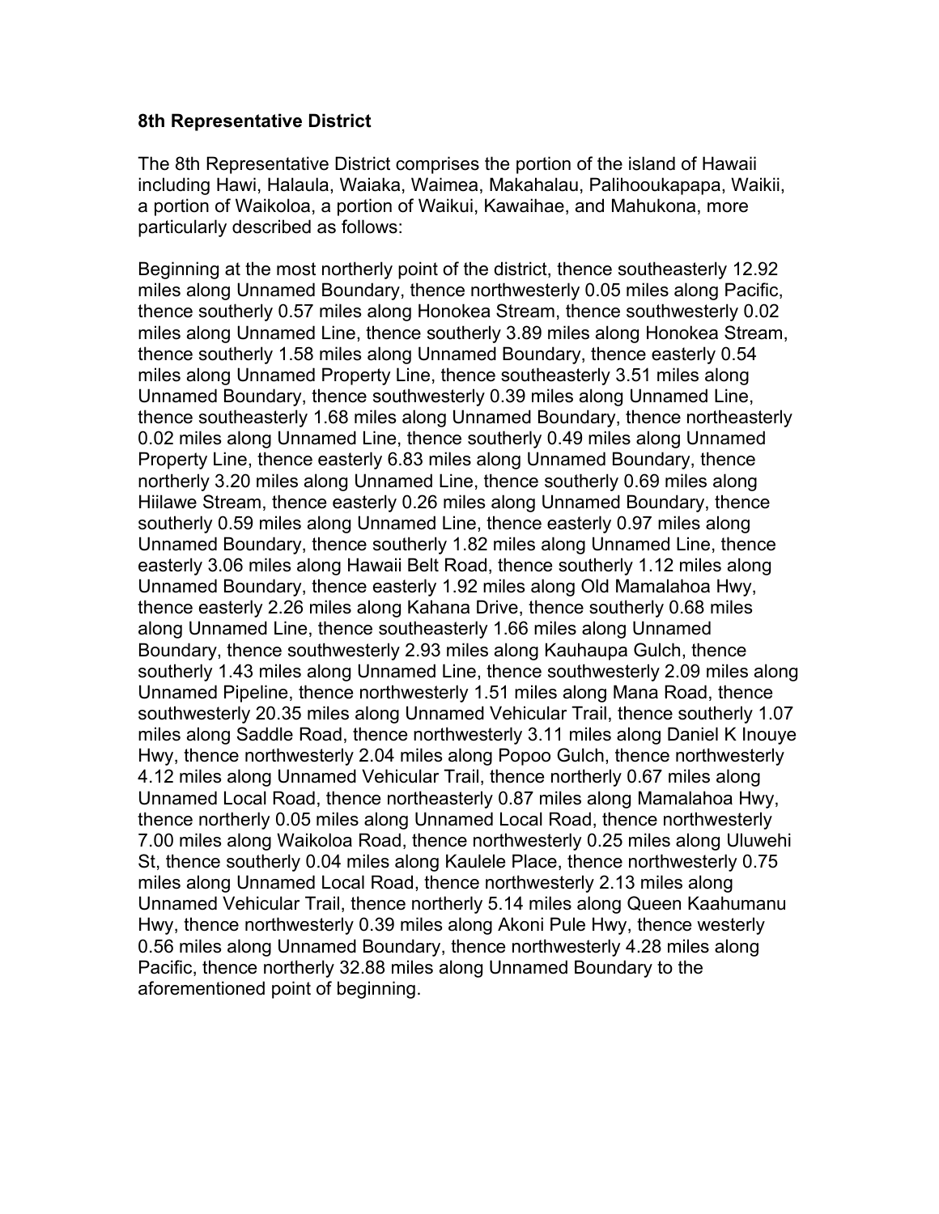**8th Representative District**

The 8th Representative District comprises the portion of the island of Hawaii including Hawi, Halaula, Waiaka, Waimea, Makahalau, Palihooukapapa, Waikii, a portion of Waikoloa, a portion of Waikui, Kawaihae, and Mahukona, more particularly described as follows:

Beginning at the most northerly point of the district, thence southeasterly 12.92 miles along Unnamed Boundary, thence northwesterly 0.05 miles along Pacific, thence southerly 0.57 miles along Honokea Stream, thence southwesterly 0.02 miles along Unnamed Line, thence southerly 3.89 miles along Honokea Stream, thence southerly 1.58 miles along Unnamed Boundary, thence easterly 0.54 miles along Unnamed Property Line, thence southeasterly 3.51 miles along Unnamed Boundary, thence southwesterly 0.39 miles along Unnamed Line, thence southeasterly 1.68 miles along Unnamed Boundary, thence northeasterly 0.02 miles along Unnamed Line, thence southerly 0.49 miles along Unnamed Property Line, thence easterly 6.83 miles along Unnamed Boundary, thence northerly 3.20 miles along Unnamed Line, thence southerly 0.69 miles along Hiilawe Stream, thence easterly 0.26 miles along Unnamed Boundary, thence southerly 0.59 miles along Unnamed Line, thence easterly 0.97 miles along Unnamed Boundary, thence southerly 1.82 miles along Unnamed Line, thence easterly 3.06 miles along Hawaii Belt Road, thence southerly 1.12 miles along Unnamed Boundary, thence easterly 1.92 miles along Old Mamalahoa Hwy, thence easterly 2.26 miles along Kahana Drive, thence southerly 0.68 miles along Unnamed Line, thence southeasterly 1.66 miles along Unnamed Boundary, thence southwesterly 2.93 miles along Kauhaupa Gulch, thence southerly 1.43 miles along Unnamed Line, thence southwesterly 2.09 miles along Unnamed Pipeline, thence northwesterly 1.51 miles along Mana Road, thence southwesterly 20.35 miles along Unnamed Vehicular Trail, thence southerly 1.07 miles along Saddle Road, thence northwesterly 3.11 miles along Daniel K Inouye Hwy, thence northwesterly 2.04 miles along Popoo Gulch, thence northwesterly 4.12 miles along Unnamed Vehicular Trail, thence northerly 0.67 miles along Unnamed Local Road, thence northeasterly 0.87 miles along Mamalahoa Hwy, thence northerly 0.05 miles along Unnamed Local Road, thence northwesterly 7.00 miles along Waikoloa Road, thence northwesterly 0.25 miles along Uluwehi St, thence southerly 0.04 miles along Kaulele Place, thence northwesterly 0.75 miles along Unnamed Local Road, thence northwesterly 2.13 miles along Unnamed Vehicular Trail, thence northerly 5.14 miles along Queen Kaahumanu Hwy, thence northwesterly 0.39 miles along Akoni Pule Hwy, thence westerly 0.56 miles along Unnamed Boundary, thence northwesterly 4.28 miles along Pacific, thence northerly 32.88 miles along Unnamed Boundary to the aforementioned point of beginning.